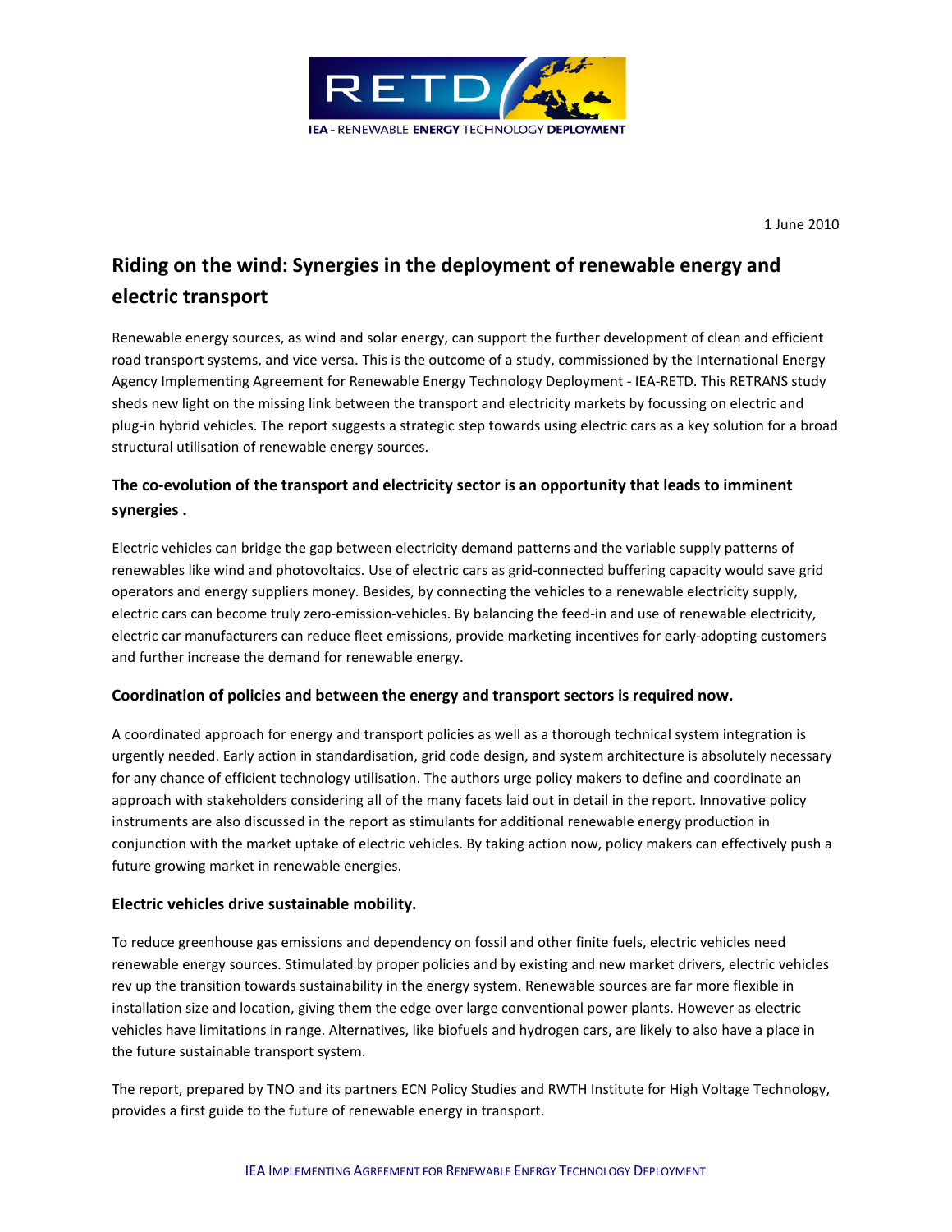RETD

IEA - RENEWABLE ENERGY TECHNOLOGY DEPLOYMENT

1 June 2010

# Riding on the wind: Synergies in the deployment of renewable energy and electric transport

Renewable energy sources, as wind and solar energy, can support the further development of clean and efficient road transport systems, and vice versa. This is the outcome of a study, commissioned by the International Energy Agency Implementing Agreement for Renewable Energy Technology Deployment - IEA-RETD. This RETRANS study sheds new light on the missing link between the transport and electricity markets by focussing on electric and plug-in hybrid vehicles. The report suggests a strategic step towards using electric cars as a key solution for a broad structural utilisation of renewable energy sources.

### The co-evolution of the transport and electricity sector is an opportunity that leads to imminent synergies .

Electric vehicles can bridge the gap between electricity demand patterns and the variable supply patterns of renewables like wind and photovoltaics. Use of electric cars as grid-connected buffering capacity would save grid operators and energy suppliers money. Besides, by connecting the vehicles to a renewable electricity supply, electric cars can become truly zero-emission-vehicles. By balancing the feed-in and use of renewable electricity, electric car manufacturers can reduce fleet emissions, provide marketing incentives for early-adopting customers and further increase the demand for renewable energy.

### Coordination of policies and between the energy and transport sectors is required now.

A coordinated approach for energy and transport policies as well as a thorough technical system integration is urgently needed. Early action in standardisation, grid code design, and system architecture is absolutely necessary for any chance of efficient technology utilisation. The authors urge policy makers to define and coordinate an approach with stakeholders considering all of the many facets laid out in detail in the report. Innovative policy instruments are also discussed in the report as stimulants for additional renewable energy production in conjunction with the market uptake of electric vehicles. By taking action now, policy makers can effectively push a future growing market in renewable energies.

### Electric vehicles drive sustainable mobility.

To reduce greenhouse gas emissions and dependency on fossil and other finite fuels, electric vehicles need renewable energy sources. Stimulated by proper policies and by existing and new market drivers, electric vehicles rev up the transition towards sustainability in the energy system. Renewable sources are far more flexible in installation size and location, giving them the edge over large conventional power plants. However as electric vehicles have limitations in range. Alternatives, like biofuels and hydrogen cars, are likely to also have a place in the future sustainable transport system.

The report, prepared by TNO and its partners ECN Policy Studies and RWTH Institute for High Voltage Technology, provides a first guide to the future of renewable energy in transport.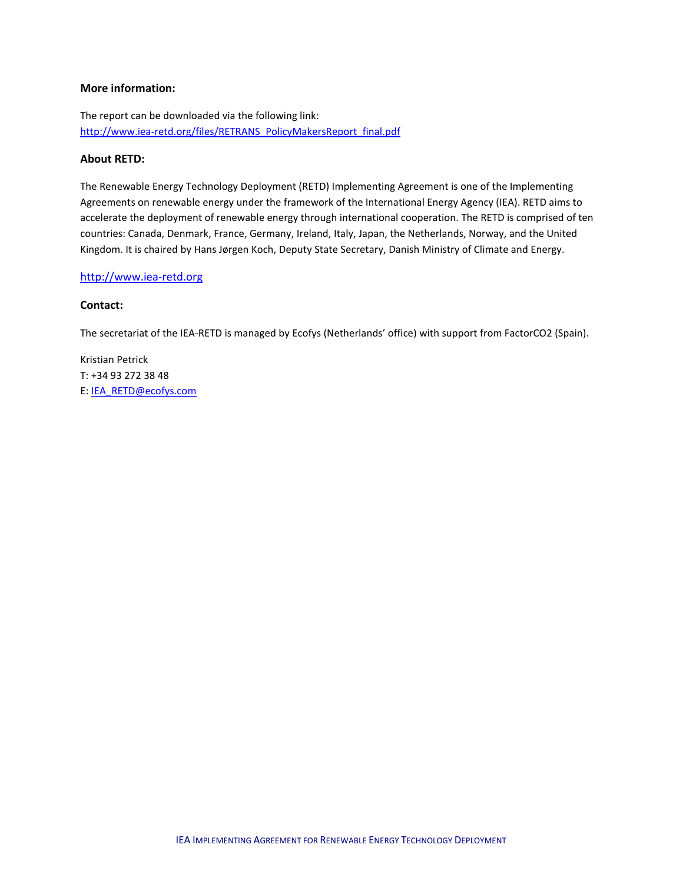**More information:**

The report can be downloaded via the following link:
[http://www.iea-retd.org/files/RETRANS_PolicyMakersReport_final.pdf](http://www.iea-retd.org/files/RETRANS_PolicyMakersReport_final.pdf)

**About RETD:**

The Renewable Energy Technology Deployment (RETD) Implementing Agreement is one of the Implementing Agreements on renewable energy under the framework of the International Energy Agency (IEA). RETD aims to accelerate the deployment of renewable energy through international cooperation. The RETD is comprised of ten countries: Canada, Denmark, France, Germany, Ireland, Italy, Japan, the Netherlands, Norway, and the United Kingdom. It is chaired by Hans Jørgen Koch, Deputy State Secretary, Danish Ministry of Climate and Energy.

[http://www.iea-retd.org](http://www.iea-retd.org)

**Contact:**

The secretariat of the IEA-RETD is managed by Ecofys (Netherlands' office) with support from FactorCO2 (Spain).

Kristian Petrick
T: +34 93 272 38 48
E: [IEA_RETD@ecofys.com](mailto:IEA_RETD@ecofys.com)